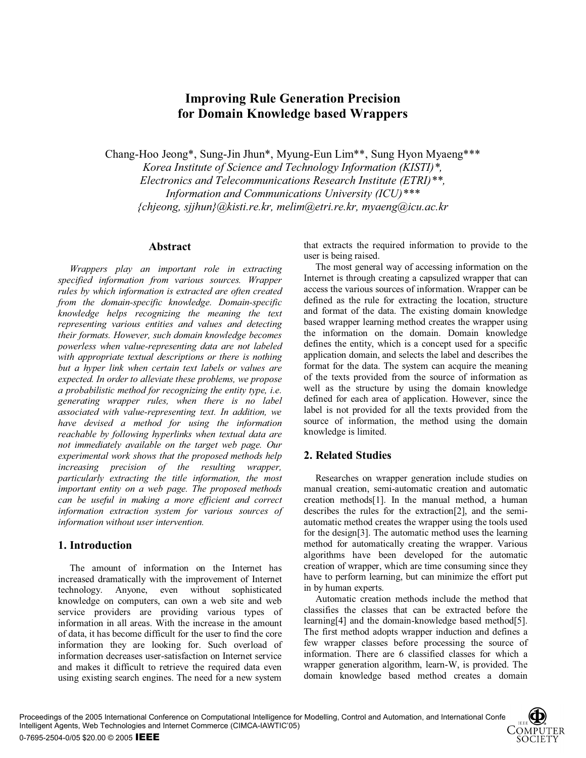# Improving Rule Generation Precision for Domain Knowledge based Wrappers

Chang-Hoo Jeong*, Sung-Jin Jhun*, Myung-Eun Lim**, Sung Hyon Myaeng***

*Korea Institute of Science and Technology Information (KISTI)*,*
*Electronics and Telecommunications Research Institute (ETRI)**,*
*Information and Communications University (ICU)****
*{chjeong, sjjhun}@kisti.re.kr, melim@etri.re.kr, myaeng@icu.ac.kr*

## Abstract

*Wrappers play an important role in extracting specified information from various sources. Wrapper rules by which information is extracted are often created from the domain-specific knowledge. Domain-specific knowledge helps recognizing the meaning the text representing various entities and values and detecting their formats. However, such domain knowledge becomes powerless when value-representing data are not labeled with appropriate textual descriptions or there is nothing but a hyper link when certain text labels or values are expected. In order to alleviate these problems, we propose a probabilistic method for recognizing the entity type, i.e. generating wrapper rules, when there is no label associated with value-representing text. In addition, we have devised a method for using the information reachable by following hyperlinks when textual data are not immediately available on the target web page. Our experimental work shows that the proposed methods help increasing precision of the resulting wrapper, particularly extracting the title information, the most important entity on a web page. The proposed methods can be useful in making a more efficient and correct information extraction system for various sources of information without user intervention.*

## 1. Introduction

The amount of information on the Internet has increased dramatically with the improvement of Internet technology. Anyone, even without sophisticated knowledge on computers, can own a web site and web service providers are providing various types of information in all areas. With the increase in the amount of data, it has become difficult for the user to find the core information they are looking for. Such overload of information decreases user-satisfaction on Internet service and makes it difficult to retrieve the required data even using existing search engines. The need for a new system that extracts the required information to provide to the user is being raised.

The most general way of accessing information on the Internet is through creating a capsulized wrapper that can access the various sources of information. Wrapper can be defined as the rule for extracting the location, structure and format of the data. The existing domain knowledge based wrapper learning method creates the wrapper using the information on the domain. Domain knowledge defines the entity, which is a concept used for a specific application domain, and selects the label and describes the format for the data. The system can acquire the meaning of the texts provided from the source of information as well as the structure by using the domain knowledge defined for each area of application. However, since the label is not provided for all the texts provided from the source of information, the method using the domain knowledge is limited.

## 2. Related Studies

Researches on wrapper generation include studies on manual creation, semi-automatic creation and automatic creation methods[1]. In the manual method, a human describes the rules for the extraction[2], and the semi-automatic method creates the wrapper using the tools used for the design[3]. The automatic method uses the learning method for automatically creating the wrapper. Various algorithms have been developed for the automatic creation of wrapper, which are time consuming since they have to perform learning, but can minimize the effort put in by human experts.

Automatic creation methods include the method that classifies the classes that can be extracted before the learning[4] and the domain-knowledge based method[5]. The first method adopts wrapper induction and defines a few wrapper classes before processing the source of information. There are 6 classified classes for which a wrapper generation algorithm, learn-W, is provided. The domain knowledge based method creates a domain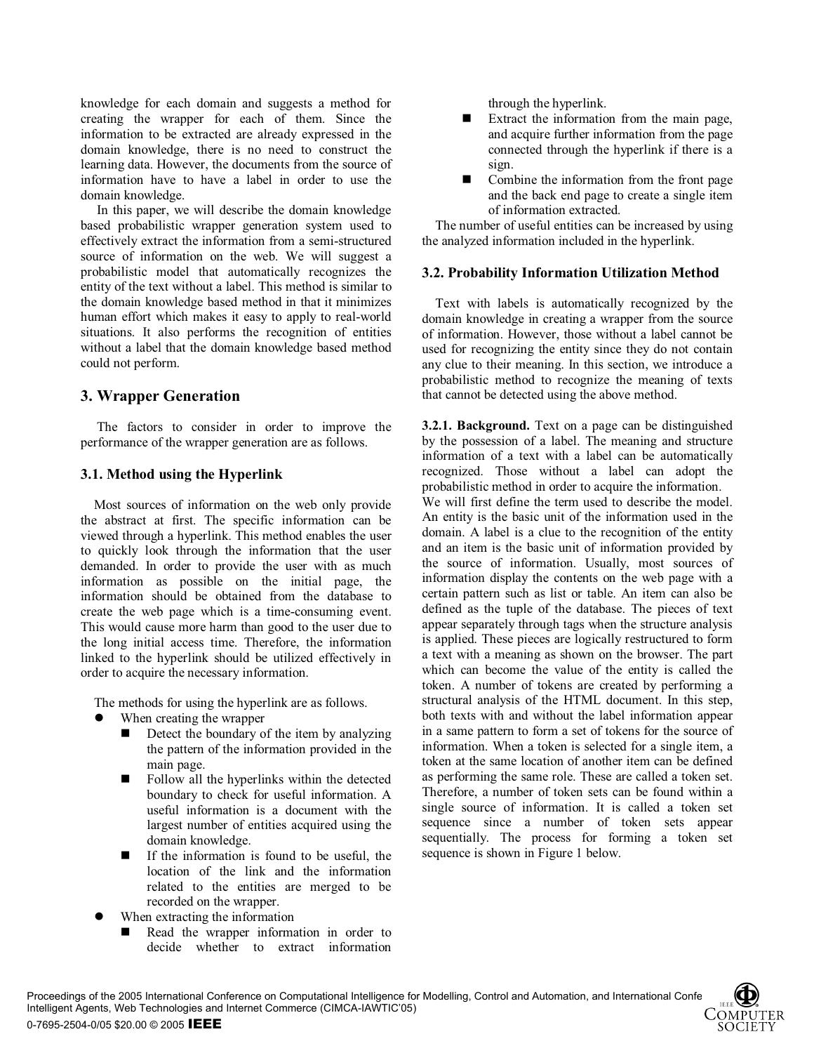knowledge for each domain and suggests a method for creating the wrapper for each of them. Since the information to be extracted are already expressed in the domain knowledge, there is no need to construct the learning data. However, the documents from the source of information have to have a label in order to use the domain knowledge.

In this paper, we will describe the domain knowledge based probabilistic wrapper generation system used to effectively extract the information from a semi-structured source of information on the web. We will suggest a probabilistic model that automatically recognizes the entity of the text without a label. This method is similar to the domain knowledge based method in that it minimizes human effort which makes it easy to apply to real-world situations. It also performs the recognition of entities without a label that the domain knowledge based method could not perform.

## 3. Wrapper Generation

The factors to consider in order to improve the performance of the wrapper generation are as follows.

### 3.1. Method using the Hyperlink

Most sources of information on the web only provide the abstract at first. The specific information can be viewed through a hyperlink. This method enables the user to quickly look through the information that the user demanded. In order to provide the user with as much information as possible on the initial page, the information should be obtained from the database to create the web page which is a time-consuming event. This would cause more harm than good to the user due to the long initial access time. Therefore, the information linked to the hyperlink should be utilized effectively in order to acquire the necessary information.

The methods for using the hyperlink are as follows.

- When creating the wrapper
  - Detect the boundary of the item by analyzing the pattern of the information provided in the main page.
  - Follow all the hyperlinks within the detected boundary to check for useful information. A useful information is a document with the largest number of entities acquired using the domain knowledge.
  - If the information is found to be useful, the location of the link and the information related to the entities are merged to be recorded on the wrapper.
- When extracting the information
  - Read the wrapper information in order to decide whether to extract information through the hyperlink.
  - Extract the information from the main page, and acquire further information from the page connected through the hyperlink if there is a sign.
  - Combine the information from the front page and the back end page to create a single item of information extracted.

The number of useful entities can be increased by using the analyzed information included in the hyperlink.

### 3.2. Probability Information Utilization Method

Text with labels is automatically recognized by the domain knowledge in creating a wrapper from the source of information. However, those without a label cannot be used for recognizing the entity since they do not contain any clue to their meaning. In this section, we introduce a probabilistic method to recognize the meaning of texts that cannot be detected using the above method.

**3.2.1. Background.** Text on a page can be distinguished by the possession of a label. The meaning and structure information of a text with a label can be automatically recognized. Those without a label can adopt the probabilistic method in order to acquire the information.
We will first define the term used to describe the model. An entity is the basic unit of the information used in the domain. A label is a clue to the recognition of the entity and an item is the basic unit of information provided by the source of information. Usually, most sources of information display the contents on the web page with a certain pattern such as list or table. An item can also be defined as the tuple of the database. The pieces of text appear separately through tags when the structure analysis is applied. These pieces are logically restructured to form a text with a meaning as shown on the browser. The part which can become the value of the entity is called the token. A number of tokens are created by performing a structural analysis of the HTML document. In this step, both texts with and without the label information appear in a same pattern to form a set of tokens for the source of information. When a token is selected for a single item, a token at the same location of another item can be defined as performing the same role. These are called a token set. Therefore, a number of token sets can be found within a single source of information. It is called a token set sequence since a number of token sets appear sequentially. The process for forming a token set sequence is shown in Figure 1 below.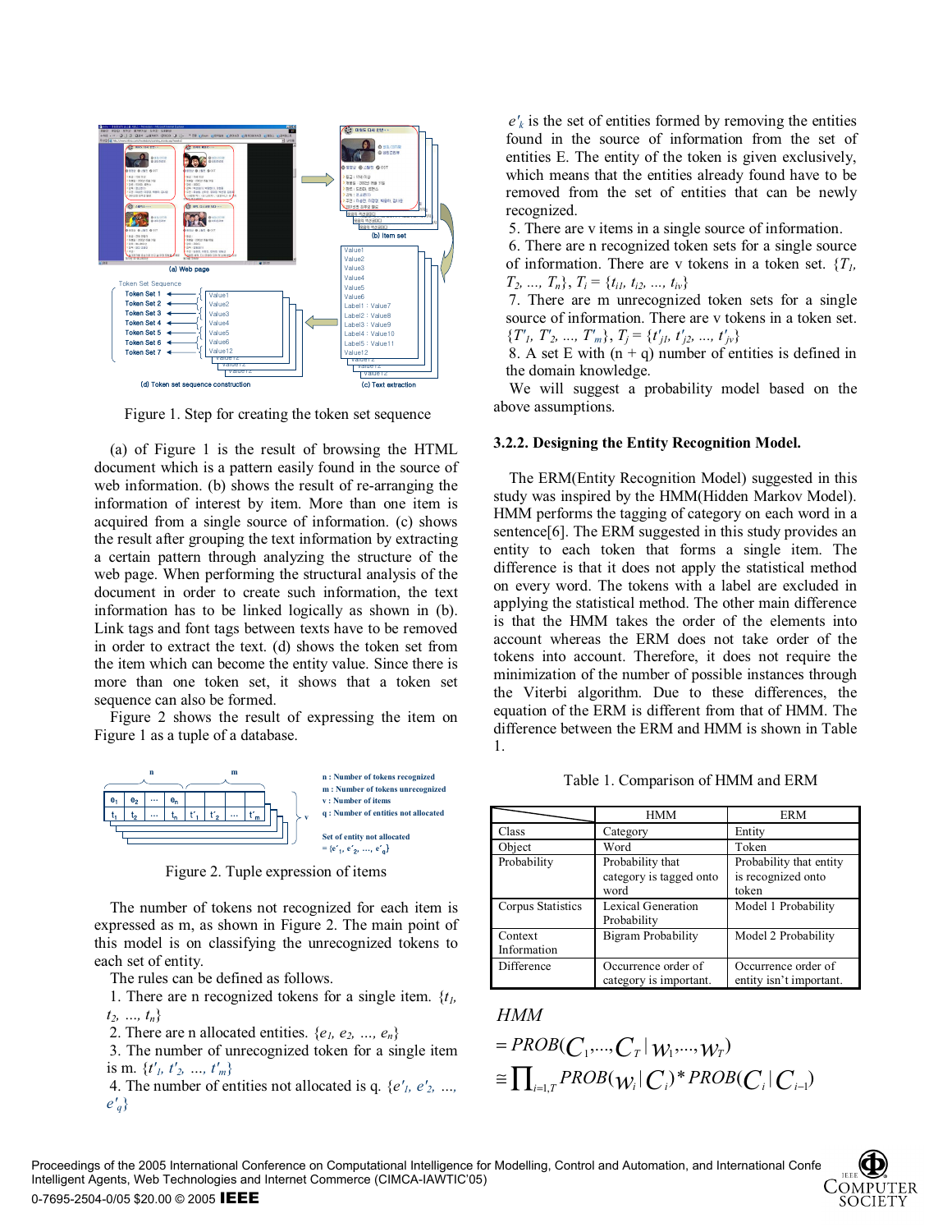Figure 1. Step for creating the token set sequence

(a) of Figure 1 is the result of browsing the HTML document which is a pattern easily found in the source of web information. (b) shows the result of re-arranging the information of interest by item. More than one item is acquired from a single source of information. (c) shows the result after grouping the text information by extracting a certain pattern through analyzing the structure of the web page. When performing the structural analysis of the document in order to create such information, the text information has to be linked logically as shown in (b). Link tags and font tags between texts have to be removed in order to extract the text. (d) shows the token set from the item which can become the entity value. Since there is more than one token set, it shows that a token set sequence can also be formed.

Figure 2 shows the result of expressing the item on Figure 1 as a tuple of a database.

Figure 2. Tuple expression of items

The number of tokens not recognized for each item is expressed as m, as shown in Figure 2. The main point of this model is on classifying the unrecognized tokens to each set of entity.

The rules can be defined as follows.

1. There are n recognized tokens for a single item. $\{t_1, t_2, ..., t_n\}$
2. There are n allocated entities. $\{e_1, e_2, ..., e_n\}$
3. The number of unrecognized token for a single item is m. $\{t'_1, t'_2, ..., t'_m\}$
4. The number of entities not allocated is q. $\{e'_1, e'_2, ..., e'_q\}$

$e'_k$ is the set of entities formed by removing the entities found in the source of information from the set of entities E. The entity of the token is given exclusively, which means that the entities already found have to be removed from the set of entities that can be newly recognized.

5. There are v items in a single source of information.
6. There are n recognized token sets for a single source of information. There are v tokens in a token set. $\{T_1, T_2, ..., T_n\}$, $T_i = \{t_{i1}, t_{i2}, ..., t_{iv}\}$
7. There are m unrecognized token sets for a single source of information. There are v tokens in a token set. $\{T'_1, T'_2, ..., T'_m\}$, $T_j = \{t'_{j1}, t'_{j2}, ..., t'_{jv}\}$
8. A set E with (n + q) number of entities is defined in the domain knowledge.

We will suggest a probability model based on the above assumptions.

### 3.2.2. Designing the Entity Recognition Model.

The ERM(Entity Recognition Model) suggested in this study was inspired by the HMM(Hidden Markov Model). HMM performs the tagging of category on each word in a sentence[6]. The ERM suggested in this study provides an entity to each token that forms a single item. The difference is that it does not apply the statistical method on every word. The tokens with a label are excluded in applying the statistical method. The other main difference is that the HMM takes the order of the elements into account whereas the ERM does not take order of the tokens into account. Therefore, it does not require the minimization of the number of possible instances through the Viterbi algorithm. Due to these differences, the equation of the ERM is different from that of HMM. The difference between the ERM and HMM is shown in Table 1.

Table 1. Comparison of HMM and ERM

| | HMM | ERM |
|---|---|---|
| Class | Category | Entity |
| Object | Word | Token |
| Probability | Probability that category is tagged onto word | Probability that entity is recognized onto token |
| Corpus Statistics | Lexical Generation Probability | Model 1 Probability |
| Context Information | Bigram Probability | Model 2 Probability |
| Difference | Occurrence order of category is important. | Occurrence order of entity isn't important. |

*HMM*

$$= PROB(C_1,...,C_T \mid w_1,...,w_T)$$

$$\cong \prod_{i=1,T} PROB(w_i \mid C_i) * PROB(C_i \mid C_{i-1})$$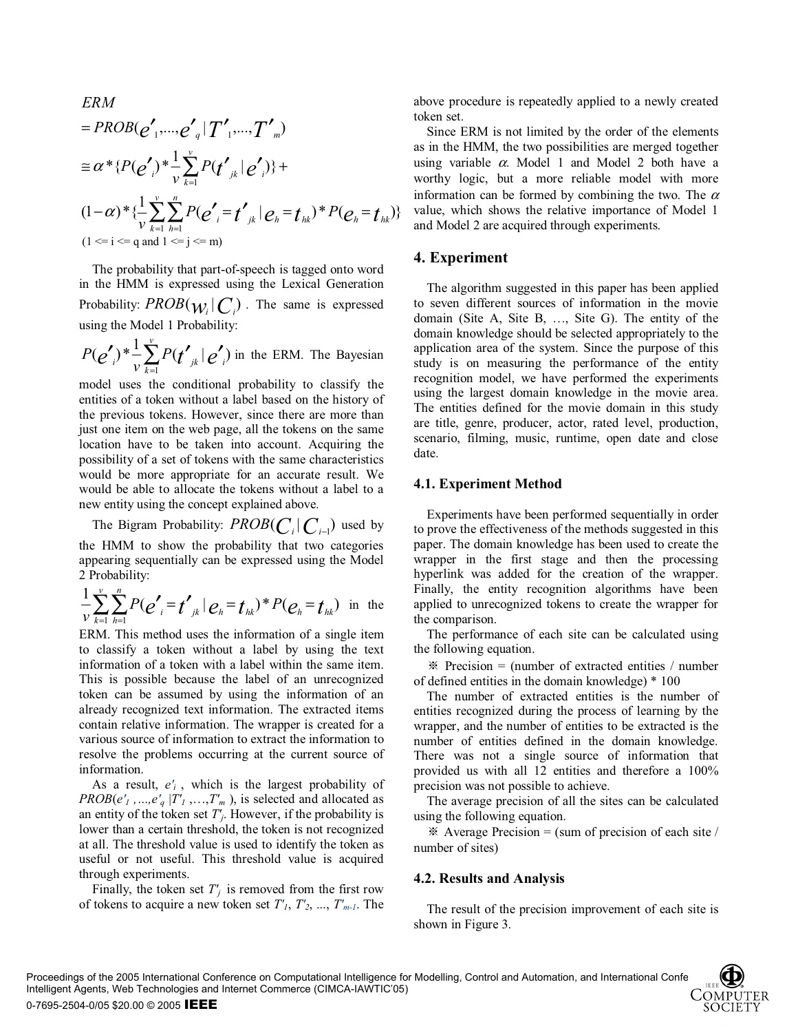$$
\begin{aligned}
&ERM \\
&= PROB(e'_1,...,e'_q \mid T'_1,...,T'_m) \\
&\cong \alpha * \{P(e'_i) * \frac{1}{v}\sum_{k=1}^{v} P(t'_{jk} \mid e'_i)\} + \\
&(1-\alpha) * \{\frac{1}{v}\sum_{k=1}^{v}\sum_{h=1}^{n} P(e'_i = t'_{jk} \mid e_h = t_{hk}) * P(e_h = t_{hk})\}
\end{aligned}
$$

$(1 <= i <= q \text{ and } 1 <= j <= m)$

The probability that part-of-speech is tagged onto word in the HMM is expressed using the Lexical Generation Probability: $PROB(w_i \mid C_i)$. The same is expressed using the Model 1 Probability:

$P(e'_i) * \frac{1}{v}\sum_{k=1}^{v} P(t'_{jk} \mid e'_i)$ in the ERM. The Bayesian model uses the conditional probability to classify the entities of a token without a label based on the history of the previous tokens. However, since there are more than just one item on the web page, all the tokens on the same location have to be taken into account. Acquiring the possibility of a set of tokens with the same characteristics would be more appropriate for an accurate result. We would be able to allocate the tokens without a label to a new entity using the concept explained above.

The Bigram Probability: $PROB(C_i \mid C_{i-1})$ used by the HMM to show the probability that two categories appearing sequentially can be expressed using the Model 2 Probability:

$\frac{1}{v}\sum_{k=1}^{v}\sum_{h=1}^{n} P(e'_i = t'_{jk} \mid e_h = t_{hk}) * P(e_h = t_{hk})$ in the ERM. This method uses the information of a single item to classify a token without a label by using the text information of a token with a label within the same item. This is possible because the label of an unrecognized token can be assumed by using the information of an already recognized text information. The extracted items contain relative information. The wrapper is created for a various source of information to extract the information to resolve the problems occurring at the current source of information.

As a result, $e'_i$, which is the largest probability of $PROB(e'_1,...,e'_q \mid T'_1,...,T'_m)$, is selected and allocated as an entity of the token set $T'_j$. However, if the probability is lower than a certain threshold, the token is not recognized at all. The threshold value is used to identify the token as useful or not useful. This threshold value is acquired through experiments.

Finally, the token set $T'_j$ is removed from the first row of tokens to acquire a new token set $T'_1, T'_2, ..., T'_{m-1}$. The above procedure is repeatedly applied to a newly created token set.

Since ERM is not limited by the order of the elements as in the HMM, the two possibilities are merged together using variable $\alpha$. Model 1 and Model 2 both have a worthy logic, but a more reliable model with more information can be formed by combining the two. The $\alpha$ value, which shows the relative importance of Model 1 and Model 2 are acquired through experiments.

## 4. Experiment

The algorithm suggested in this paper has been applied to seven different sources of information in the movie domain (Site A, Site B, …, Site G). The entity of the domain knowledge should be selected appropriately to the application area of the system. Since the purpose of this study is on measuring the performance of the entity recognition model, we have performed the experiments using the largest domain knowledge in the movie area. The entities defined for the movie domain in this study are title, genre, producer, actor, rated level, production, scenario, filming, music, runtime, open date and close date.

### 4.1. Experiment Method

Experiments have been performed sequentially in order to prove the effectiveness of the methods suggested in this paper. The domain knowledge has been used to create the wrapper in the first stage and then the processing hyperlink was added for the creation of the wrapper. Finally, the entity recognition algorithms have been applied to unrecognized tokens to create the wrapper for the comparison.

The performance of each site can be calculated using the following equation.

※ Precision = (number of extracted entities / number of defined entities in the domain knowledge) * 100

The number of extracted entities is the number of entities recognized during the process of learning by the wrapper, and the number of entities to be extracted is the number of entities defined in the domain knowledge. There was not a single source of information that provided us with all 12 entities and therefore a 100% precision was not possible to achieve.

The average precision of all the sites can be calculated using the following equation.

※ Average Precision = (sum of precision of each site / number of sites)

### 4.2. Results and Analysis

The result of the precision improvement of each site is shown in Figure 3.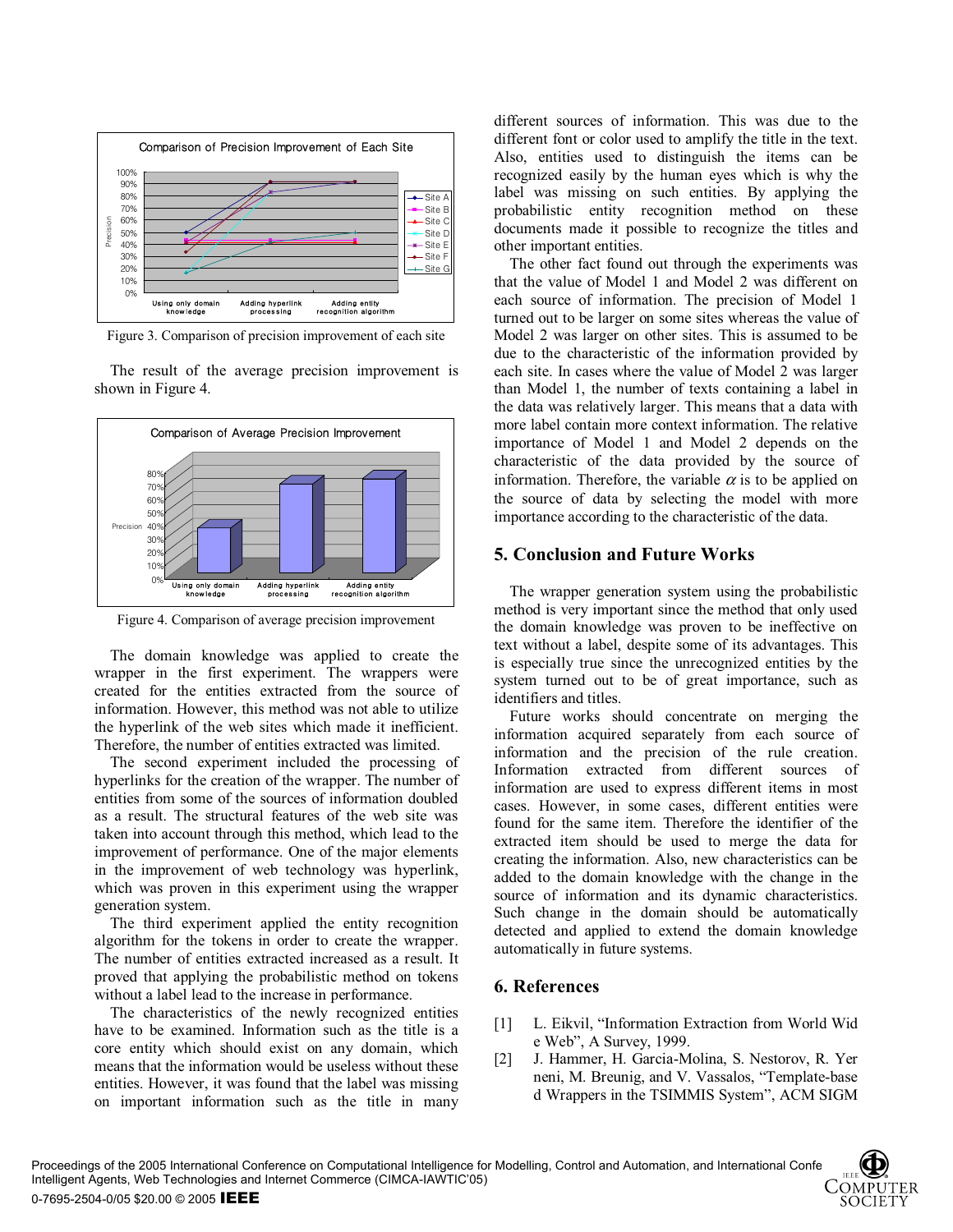Comparison of Precision Improvement of Each Site

100%
90%
80%
70%
60%
50%
40%
30%
20%
10%
0%

Precision

Using only domain knowledge
Adding hyperlink processing
Adding entity recognition algorithm

Site A
Site B
Site C
Site D
Site E
Site F
Site G

Figure 3. Comparison of precision improvement of each site

The result of the average precision improvement is shown in Figure 4.

Comparison of Average Precision Improvement

80%
70%
60%
50%
40%
30%
20%
10%
0%

Precision

Using only domain knowledge
Adding hyperlink processing
Adding entity recognition algorithm

Figure 4. Comparison of average precision improvement

The domain knowledge was applied to create the wrapper in the first experiment. The wrappers were created for the entities extracted from the source of information. However, this method was not able to utilize the hyperlink of the web sites which made it inefficient. Therefore, the number of entities extracted was limited.

The second experiment included the processing of hyperlinks for the creation of the wrapper. The number of entities from some of the sources of information doubled as a result. The structural features of the web site was taken into account through this method, which lead to the improvement of performance. One of the major elements in the improvement of web technology was hyperlink, which was proven in this experiment using the wrapper generation system.

The third experiment applied the entity recognition algorithm for the tokens in order to create the wrapper. The number of entities extracted increased as a result. It proved that applying the probabilistic method on tokens without a label lead to the increase in performance.

The characteristics of the newly recognized entities have to be examined. Information such as the title is a core entity which should exist on any domain, which means that the information would be useless without these entities. However, it was found that the label was missing on important information such as the title in many different sources of information. This was due to the different font or color used to amplify the title in the text. Also, entities used to distinguish the items can be recognized easily by the human eyes which is why the label was missing on such entities. By applying the probabilistic entity recognition method on these documents made it possible to recognize the titles and other important entities.

The other fact found out through the experiments was that the value of Model 1 and Model 2 was different on each source of information. The precision of Model 1 turned out to be larger on some sites whereas the value of Model 2 was larger on other sites. This is assumed to be due to the characteristic of the information provided by each site. In cases where the value of Model 2 was larger than Model 1, the number of texts containing a label in the data was relatively larger. This means that a data with more label contain more context information. The relative importance of Model 1 and Model 2 depends on the characteristic of the data provided by the source of information. Therefore, the variable $\alpha$ is to be applied on the source of data by selecting the model with more importance according to the characteristic of the data.

## 5. Conclusion and Future Works

The wrapper generation system using the probabilistic method is very important since the method that only used the domain knowledge was proven to be ineffective on text without a label, despite some of its advantages. This is especially true since the unrecognized entities by the system turned out to be of great importance, such as identifiers and titles.

Future works should concentrate on merging the information acquired separately from each source of information and the precision of the rule creation. Information extracted from different sources of information are used to express different items in most cases. However, in some cases, different entities were found for the same item. Therefore the identifier of the extracted item should be used to merge the data for creating the information. Also, new characteristics can be added to the domain knowledge with the change in the source of information and its dynamic characteristics. Such change in the domain should be automatically detected and applied to extend the domain knowledge automatically in future systems.

## 6. References

[1] L. Eikvil, "Information Extraction from World Wide Web", A Survey, 1999.

[2] J. Hammer, H. Garcia-Molina, S. Nestorov, R. Yerneni, M. Breunig, and V. Vassalos, "Template-based Wrappers in the TSIMMIS System", ACM SIGM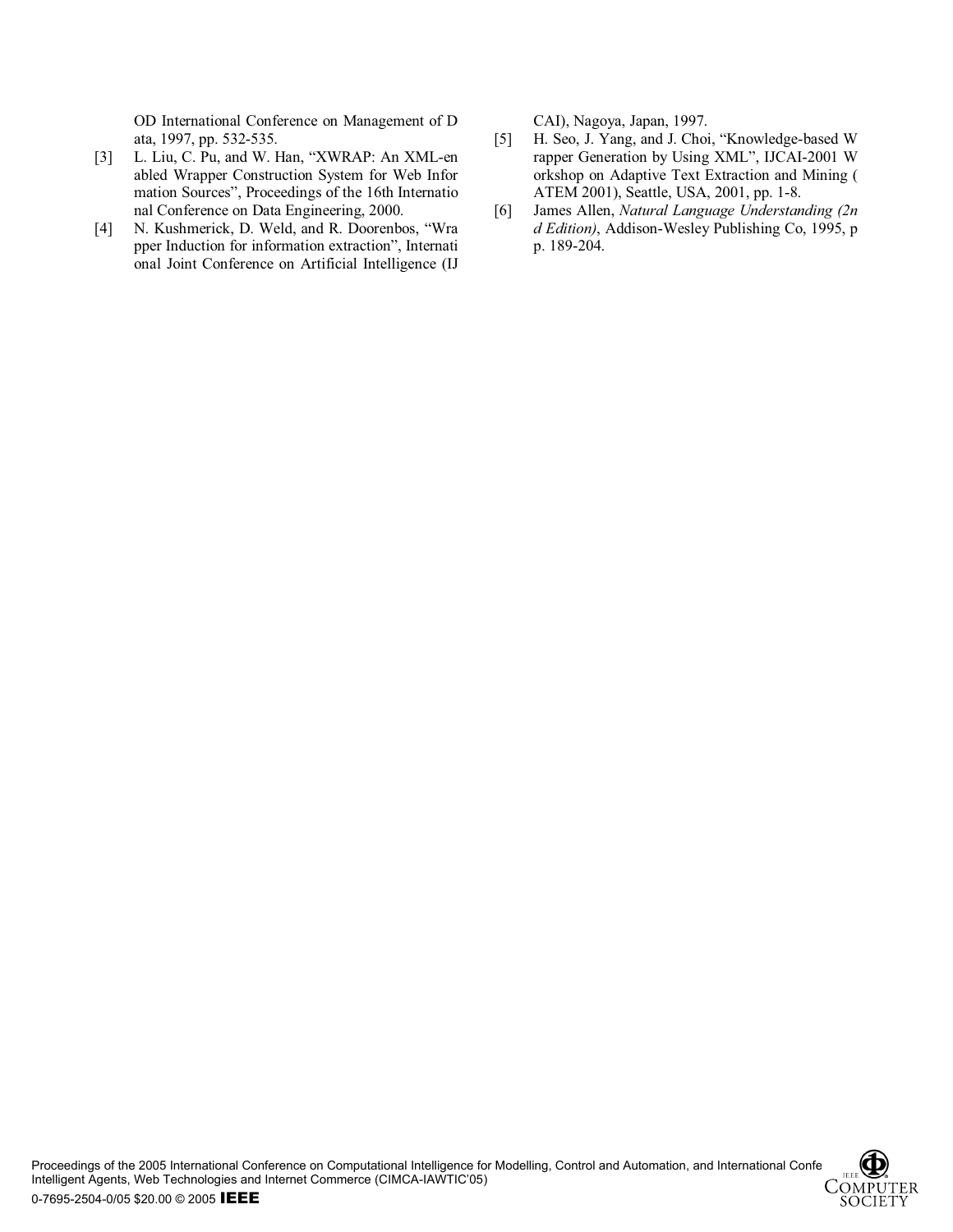OD International Conference on Management of D ata, 1997, pp. 532-535.

[3] L. Liu, C. Pu, and W. Han, "XWRAP: An XML-en abled Wrapper Construction System for Web Infor mation Sources", Proceedings of the 16th Internatio nal Conference on Data Engineering, 2000.

[4] N. Kushmerick, D. Weld, and R. Doorenbos, "Wra pper Induction for information extraction", Internati onal Joint Conference on Artificial Intelligence (IJ CAI), Nagoya, Japan, 1997.

[5] H. Seo, J. Yang, and J. Choi, "Knowledge-based W rapper Generation by Using XML", IJCAI-2001 W orkshop on Adaptive Text Extraction and Mining ( ATEM 2001), Seattle, USA, 2001, pp. 1-8.

[6] James Allen, *Natural Language Understanding (2n d Edition)*, Addison-Wesley Publishing Co, 1995, p p. 189-204.